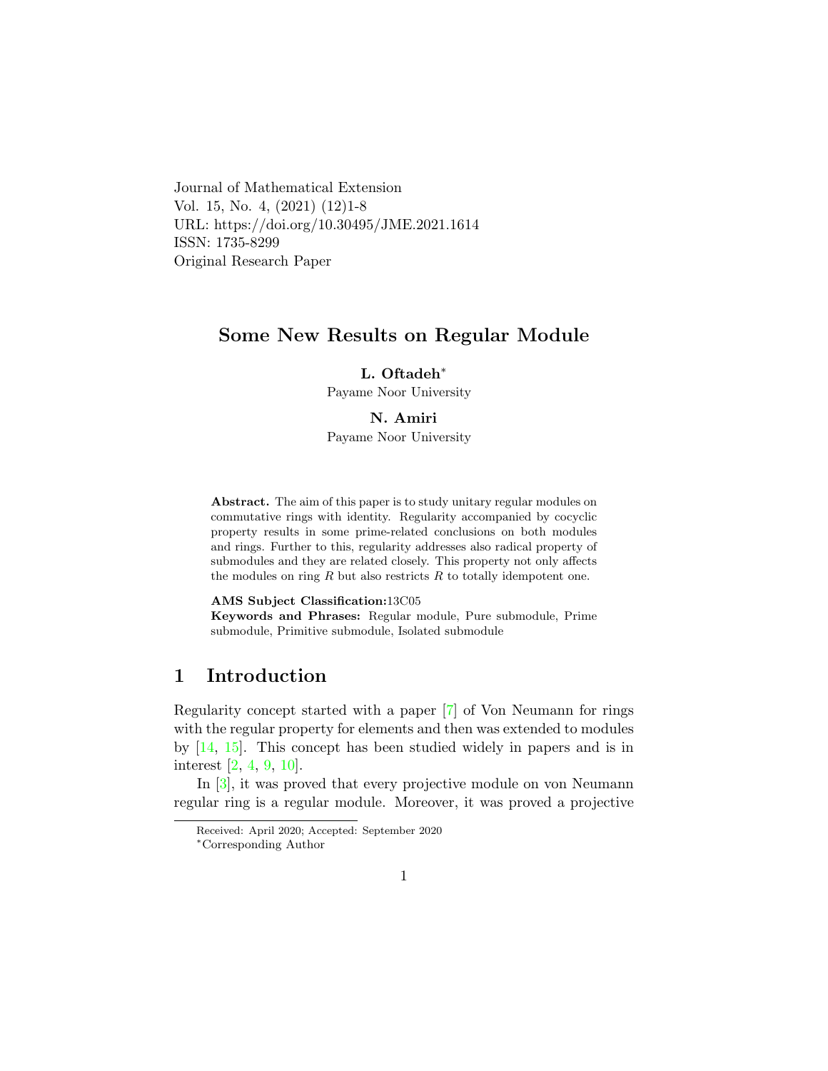Journal of Mathematical Extension
Vol. 15, No. 4, (2021) (12)1-8
URL: https://doi.org/10.30495/JME.2021.1614
ISSN: 1735-8299
Original Research Paper

# Some New Results on Regular Module

**L. Oftadeh***
Payame Noor University

**N. Amiri**
Payame Noor University

**Abstract.** The aim of this paper is to study unitary regular modules on commutative rings with identity. Regularity accompanied by cocyclic property results in some prime-related conclusions on both modules and rings. Further to this, regularity addresses also radical property of submodules and they are related closely. This property not only affects the modules on ring $R$ but also restricts $R$ to totally idempotent one.

**AMS Subject Classification:** 13C05
**Keywords and Phrases:** Regular module, Pure submodule, Prime submodule, Primitive submodule, Isolated submodule

## 1 Introduction

Regularity concept started with a paper [7] of Von Neumann for rings with the regular property for elements and then was extended to modules by [14, 15]. This concept has been studied widely in papers and is in interest [2, 4, 9, 10].

In [3], it was proved that every projective module on von Neumann regular ring is a regular module. Moreover, it was proved a projective

Received: April 2020; Accepted: September 2020
*Corresponding Author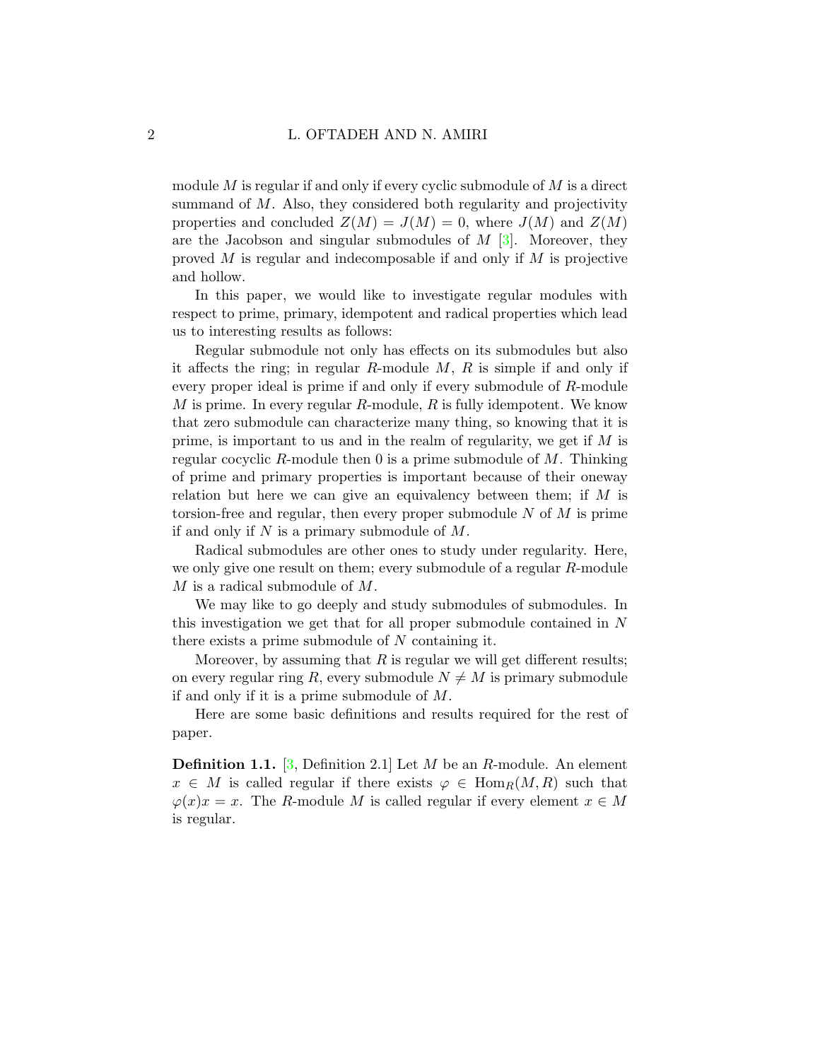module $M$ is regular if and only if every cyclic submodule of $M$ is a direct summand of $M$. Also, they considered both regularity and projectivity properties and concluded $Z(M) = J(M) = 0$, where $J(M)$ and $Z(M)$ are the Jacobson and singular submodules of $M$ [3]. Moreover, they proved $M$ is regular and indecomposable if and only if $M$ is projective and hollow.

In this paper, we would like to investigate regular modules with respect to prime, primary, idempotent and radical properties which lead us to interesting results as follows:

Regular submodule not only has effects on its submodules but also it affects the ring; in regular $R$-module $M$, $R$ is simple if and only if every proper ideal is prime if and only if every submodule of $R$-module $M$ is prime. In every regular $R$-module, $R$ is fully idempotent. We know that zero submodule can characterize many thing, so knowing that it is prime, is important to us and in the realm of regularity, we get if $M$ is regular cocyclic $R$-module then 0 is a prime submodule of $M$. Thinking of prime and primary properties is important because of their oneway relation but here we can give an equivalency between them; if $M$ is torsion-free and regular, then every proper submodule $N$ of $M$ is prime if and only if $N$ is a primary submodule of $M$.

Radical submodules are other ones to study under regularity. Here, we only give one result on them; every submodule of a regular $R$-module $M$ is a radical submodule of $M$.

We may like to go deeply and study submodules of submodules. In this investigation we get that for all proper submodule contained in $N$ there exists a prime submodule of $N$ containing it.

Moreover, by assuming that $R$ is regular we will get different results; on every regular ring $R$, every submodule $N \neq M$ is primary submodule if and only if it is a prime submodule of $M$.

Here are some basic definitions and results required for the rest of paper.

**Definition 1.1.** [3, Definition 2.1] Let $M$ be an $R$-module. An element $x \in M$ is called regular if there exists $\varphi \in \mathrm{Hom}_R(M, R)$ such that $\varphi(x)x = x$. The $R$-module $M$ is called regular if every element $x \in M$ is regular.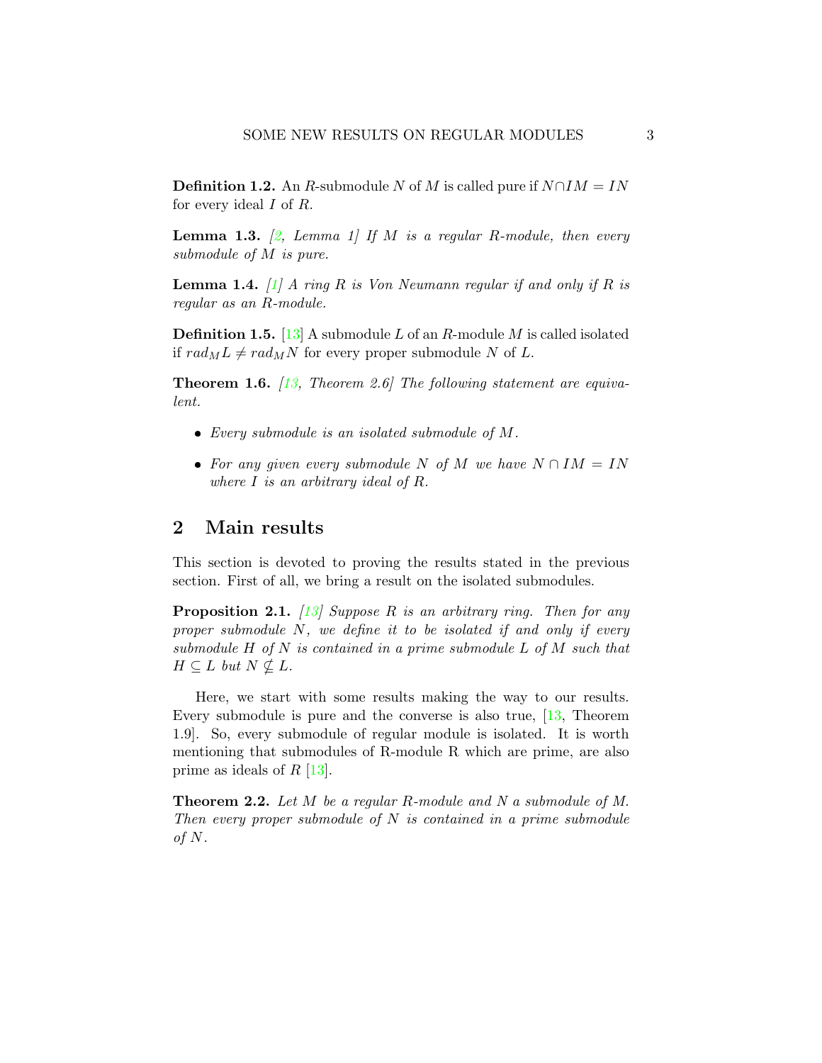**Definition 1.2.** An $R$-submodule $N$ of $M$ is called pure if $N \cap IM = IN$ for every ideal $I$ of $R$.

**Lemma 1.3.** *[2, Lemma 1] If $M$ is a regular $R$-module, then every submodule of $M$ is pure.*

**Lemma 1.4.** *[1] A ring $R$ is Von Neumann regular if and only if $R$ is regular as an $R$-module.*

**Definition 1.5.** [13] A submodule $L$ of an $R$-module $M$ is called isolated if $rad_M L \neq rad_M N$ for every proper submodule $N$ of $L$.

**Theorem 1.6.** *[13, Theorem 2.6] The following statement are equivalent.*

- *Every submodule is an isolated submodule of $M$.*
- *For any given every submodule $N$ of $M$ we have $N \cap IM = IN$ where $I$ is an arbitrary ideal of $R$.*

## 2 Main results

This section is devoted to proving the results stated in the previous section. First of all, we bring a result on the isolated submodules.

**Proposition 2.1.** *[13] Suppose $R$ is an arbitrary ring. Then for any proper submodule $N$, we define it to be isolated if and only if every submodule $H$ of $N$ is contained in a prime submodule $L$ of $M$ such that $H \subseteq L$ but $N \nsubseteq L$.*

Here, we start with some results making the way to our results. Every submodule is pure and the converse is also true, [13, Theorem 1.9]. So, every submodule of regular module is isolated. It is worth mentioning that submodules of R-module R which are prime, are also prime as ideals of $R$ [13].

**Theorem 2.2.** *Let $M$ be a regular $R$-module and $N$ a submodule of $M$. Then every proper submodule of $N$ is contained in a prime submodule of $N$.*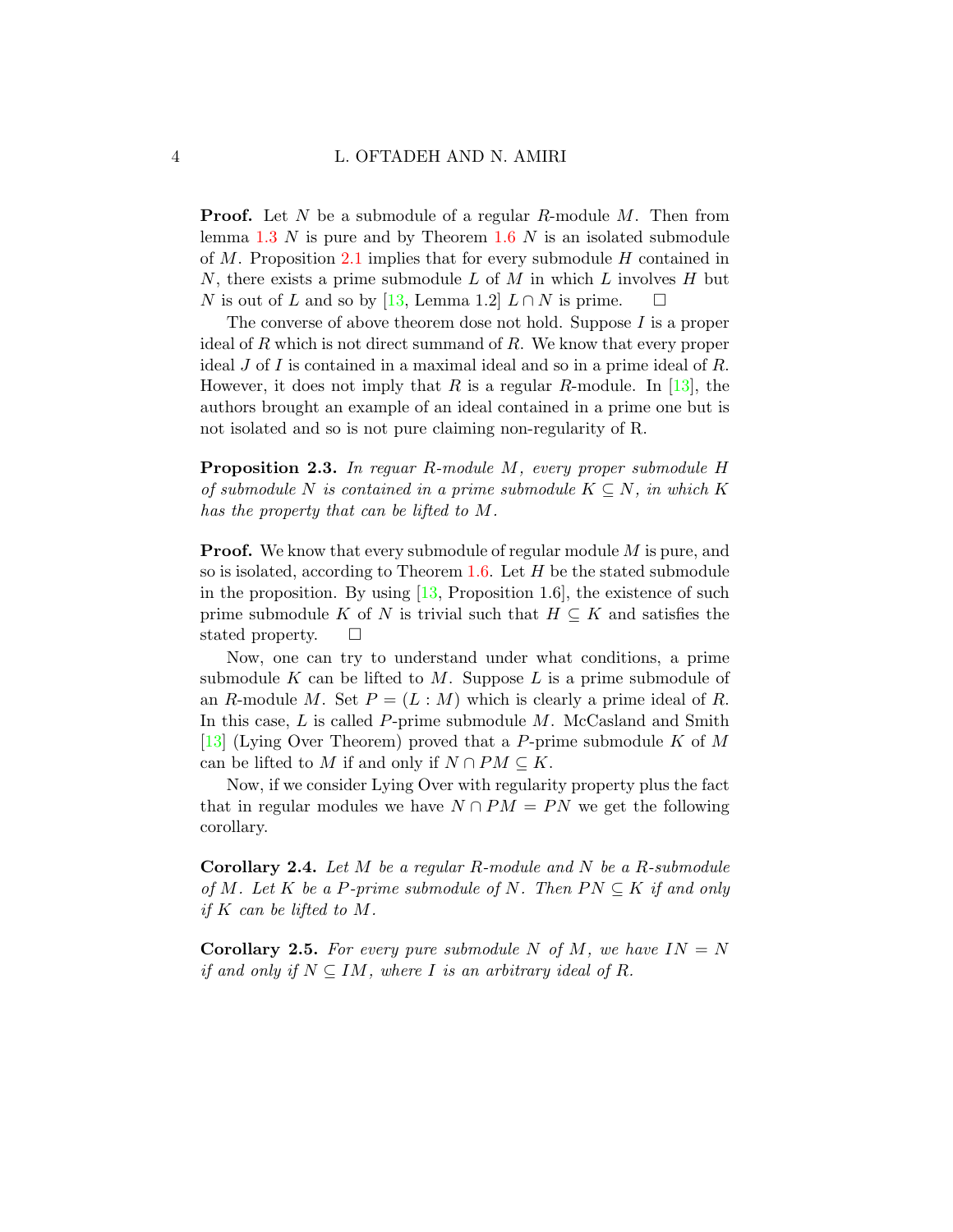**Proof.** Let $N$ be a submodule of a regular $R$-module $M$. Then from lemma 1.3 $N$ is pure and by Theorem 1.6 $N$ is an isolated submodule of $M$. Proposition 2.1 implies that for every submodule $H$ contained in $N$, there exists a prime submodule $L$ of $M$ in which $L$ involves $H$ but $N$ is out of $L$ and so by [13, Lemma 1.2] $L \cap N$ is prime. $\square$

The converse of above theorem dose not hold. Suppose $I$ is a proper ideal of $R$ which is not direct summand of $R$. We know that every proper ideal $J$ of $I$ is contained in a maximal ideal and so in a prime ideal of $R$. However, it does not imply that $R$ is a regular $R$-module. In [13], the authors brought an example of an ideal contained in a prime one but is not isolated and so is not pure claiming non-regularity of R.

**Proposition 2.3.** *In reguar $R$-module $M$, every proper submodule $H$ of submodule $N$ is contained in a prime submodule $K \subseteq N$, in which $K$ has the property that can be lifted to $M$.*

**Proof.** We know that every submodule of regular module $M$ is pure, and so is isolated, according to Theorem 1.6. Let $H$ be the stated submodule in the proposition. By using [13, Proposition 1.6], the existence of such prime submodule $K$ of $N$ is trivial such that $H \subseteq K$ and satisfies the stated property. $\square$

Now, one can try to understand under what conditions, a prime submodule $K$ can be lifted to $M$. Suppose $L$ is a prime submodule of an $R$-module $M$. Set $P = (L : M)$ which is clearly a prime ideal of $R$. In this case, $L$ is called $P$-prime submodule $M$. McCasland and Smith [13] (Lying Over Theorem) proved that a $P$-prime submodule $K$ of $M$ can be lifted to $M$ if and only if $N \cap PM \subseteq K$.

Now, if we consider Lying Over with regularity property plus the fact that in regular modules we have $N \cap PM = PN$ we get the following corollary.

**Corollary 2.4.** *Let $M$ be a regular $R$-module and $N$ be a $R$-submodule of $M$. Let $K$ be a $P$-prime submodule of $N$. Then $PN \subseteq K$ if and only if $K$ can be lifted to $M$.*

**Corollary 2.5.** *For every pure submodule $N$ of $M$, we have $IN = N$ if and only if $N \subseteq IM$, where $I$ is an arbitrary ideal of $R$.*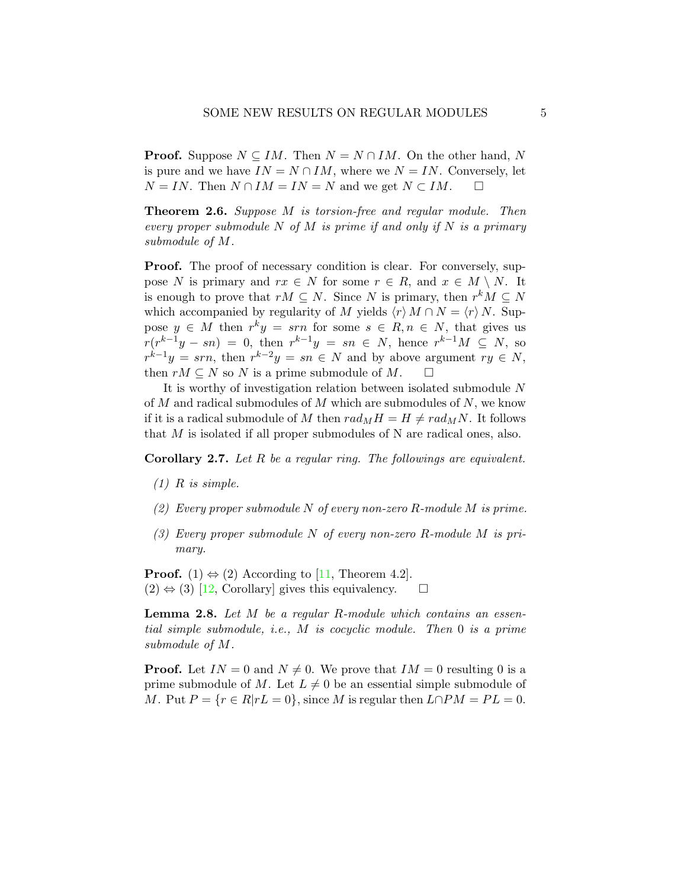**Proof.** Suppose $N \subseteq IM$. Then $N = N \cap IM$. On the other hand, $N$ is pure and we have $IN = N \cap IM$, where we $N = IN$. Conversely, let $N = IN$. Then $N \cap IM = IN = N$ and we get $N \subset IM$. $\square$

**Theorem 2.6.** *Suppose $M$ is torsion-free and regular module. Then every proper submodule $N$ of $M$ is prime if and only if $N$ is a primary submodule of $M$.*

**Proof.** The proof of necessary condition is clear. For conversely, suppose $N$ is primary and $rx \in N$ for some $r \in R$, and $x \in M \setminus N$. It is enough to prove that $rM \subseteq N$. Since $N$ is primary, then $r^k M \subseteq N$ which accompanied by regularity of $M$ yields $\langle r \rangle M \cap N = \langle r \rangle N$. Suppose $y \in M$ then $r^k y = srn$ for some $s \in R, n \in N$, that gives us $r(r^{k-1}y - sn) = 0$, then $r^{k-1}y = sn \in N$, hence $r^{k-1}M \subseteq N$, so $r^{k-1}y = srn$, then $r^{k-2}y = sn \in N$ and by above argument $ry \in N$, then $rM \subseteq N$ so $N$ is a prime submodule of $M$. $\square$

It is worthy of investigation relation between isolated submodule $N$ of $M$ and radical submodules of $M$ which are submodules of $N$, we know if it is a radical submodule of $M$ then $rad_M H = H \neq rad_M N$. It follows that $M$ is isolated if all proper submodules of N are radical ones, also.

**Corollary 2.7.** *Let $R$ be a regular ring. The followings are equivalent.*

1. *$R$ is simple.*
2. *Every proper submodule $N$ of every non-zero $R$-module $M$ is prime.*
3. *Every proper submodule $N$ of every non-zero $R$-module $M$ is primary.*

**Proof.** (1) $\Leftrightarrow$ (2) According to [11, Theorem 4.2].
(2) $\Leftrightarrow$ (3) [12, Corollary] gives this equivalency. $\square$

**Lemma 2.8.** *Let $M$ be a regular $R$-module which contains an essential simple submodule, i.e., $M$ is cocyclic module. Then 0 is a prime submodule of $M$.*

**Proof.** Let $IN = 0$ and $N \neq 0$. We prove that $IM = 0$ resulting 0 is a prime submodule of $M$. Let $L \neq 0$ be an essential simple submodule of $M$. Put $P = \{r \in R | rL = 0\}$, since $M$ is regular then $L \cap PM = PL = 0$.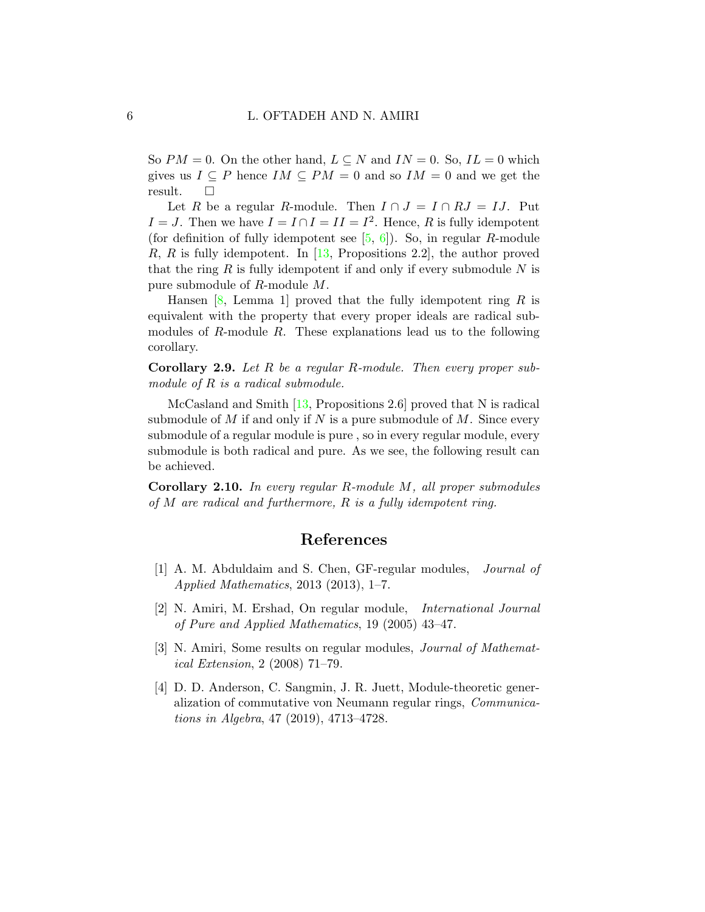So $PM = 0$. On the other hand, $L \subseteq N$ and $IN = 0$. So, $IL = 0$ which gives us $I \subseteq P$ hence $IM \subseteq PM = 0$ and so $IM = 0$ and we get the result. $\square$

Let $R$ be a regular $R$-module. Then $I \cap J = I \cap RJ = IJ$. Put $I = J$. Then we have $I = I \cap I = II = I^2$. Hence, $R$ is fully idempotent (for definition of fully idempotent see [5, 6]). So, in regular $R$-module $R$, $R$ is fully idempotent. In [13, Propositions 2.2], the author proved that the ring $R$ is fully idempotent if and only if every submodule $N$ is pure submodule of $R$-module $M$.

Hansen [8, Lemma 1] proved that the fully idempotent ring $R$ is equivalent with the property that every proper ideals are radical submodules of $R$-module $R$. These explanations lead us to the following corollary.

**Corollary 2.9.** *Let $R$ be a regular $R$-module. Then every proper submodule of $R$ is a radical submodule.*

McCasland and Smith [13, Propositions 2.6] proved that N is radical submodule of $M$ if and only if $N$ is a pure submodule of $M$. Since every submodule of a regular module is pure , so in every regular module, every submodule is both radical and pure. As we see, the following result can be achieved.

**Corollary 2.10.** *In every regular $R$-module $M$, all proper submodules of $M$ are radical and furthermore, $R$ is a fully idempotent ring.*

## References

[1] A. M. Abduldaim and S. Chen, GF-regular modules, *Journal of Applied Mathematics*, 2013 (2013), 1–7.

[2] N. Amiri, M. Ershad, On regular module, *International Journal of Pure and Applied Mathematics*, 19 (2005) 43–47.

[3] N. Amiri, Some results on regular modules, *Journal of Mathematical Extension*, 2 (2008) 71–79.

[4] D. D. Anderson, C. Sangmin, J. R. Juett, Module-theoretic generalization of commutative von Neumann regular rings, *Communications in Algebra*, 47 (2019), 4713–4728.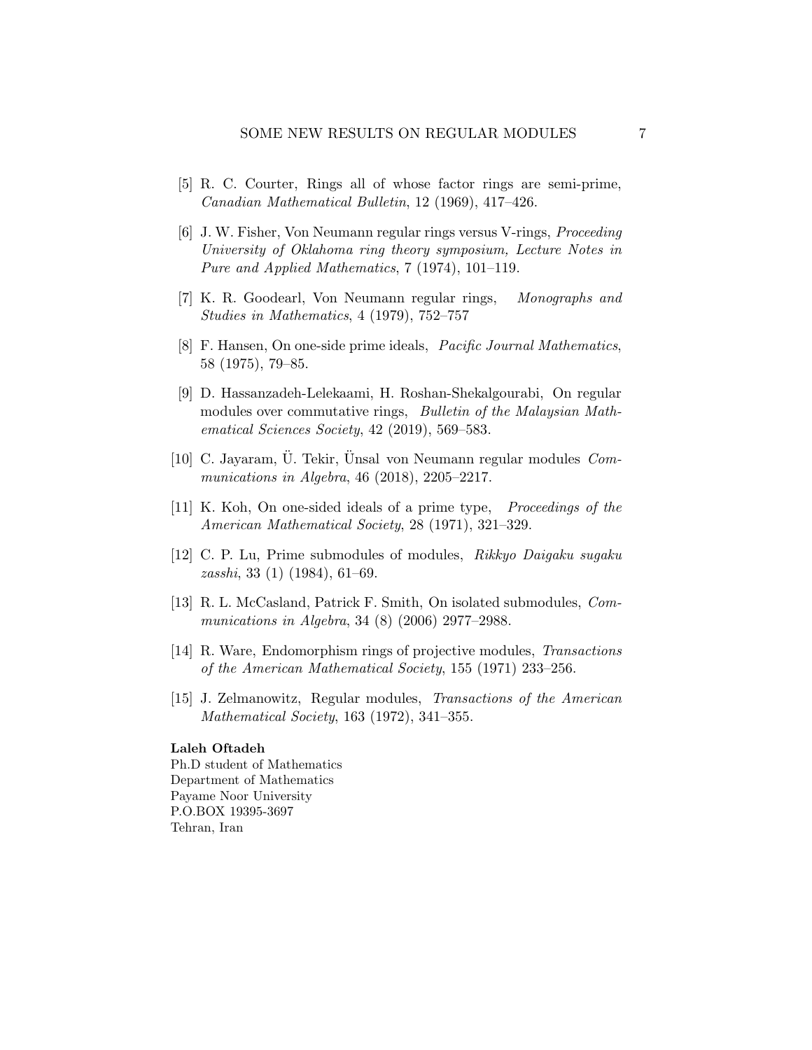[5] R. C. Courter, Rings all of whose factor rings are semi-prime, *Canadian Mathematical Bulletin*, 12 (1969), 417–426.

[6] J. W. Fisher, Von Neumann regular rings versus V-rings, *Proceeding University of Oklahoma ring theory symposium, Lecture Notes in Pure and Applied Mathematics*, 7 (1974), 101–119.

[7] K. R. Goodearl, Von Neumann regular rings, *Monographs and Studies in Mathematics*, 4 (1979), 752–757

[8] F. Hansen, On one-side prime ideals, *Pacific Journal Mathematics*, 58 (1975), 79–85.

[9] D. Hassanzadeh-Lelekaami, H. Roshan-Shekalgourabi, On regular modules over commutative rings, *Bulletin of the Malaysian Mathematical Sciences Society*, 42 (2019), 569–583.

[10] C. Jayaram, Ü. Tekir, Ünsal von Neumann regular modules *Communications in Algebra*, 46 (2018), 2205–2217.

[11] K. Koh, On one-sided ideals of a prime type, *Proceedings of the American Mathematical Society*, 28 (1971), 321–329.

[12] C. P. Lu, Prime submodules of modules, *Rikkyo Daigaku sugaku zasshi*, 33 (1) (1984), 61–69.

[13] R. L. McCasland, Patrick F. Smith, On isolated submodules, *Communications in Algebra*, 34 (8) (2006) 2977–2988.

[14] R. Ware, Endomorphism rings of projective modules, *Transactions of the American Mathematical Society*, 155 (1971) 233–256.

[15] J. Zelmanowitz, Regular modules, *Transactions of the American Mathematical Society*, 163 (1972), 341–355.

**Laleh Oftadeh**
Ph.D student of Mathematics
Department of Mathematics
Payame Noor University
P.O.BOX 19395-3697
Tehran, Iran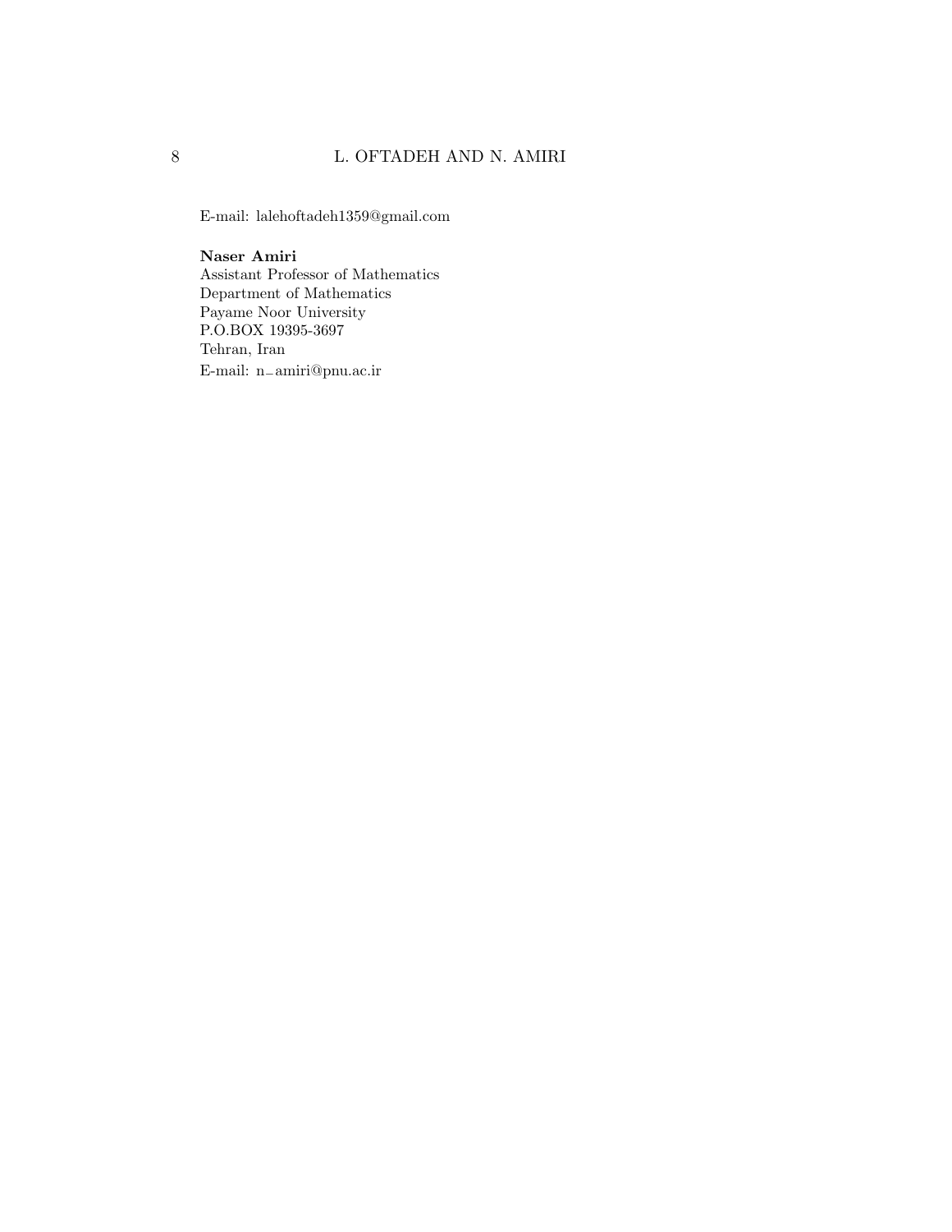E-mail: lalehoftadeh1359@gmail.com

**Naser Amiri**
Assistant Professor of Mathematics
Department of Mathematics
Payame Noor University
P.O.BOX 19395-3697
Tehran, Iran
E-mail: n_amiri@pnu.ac.ir